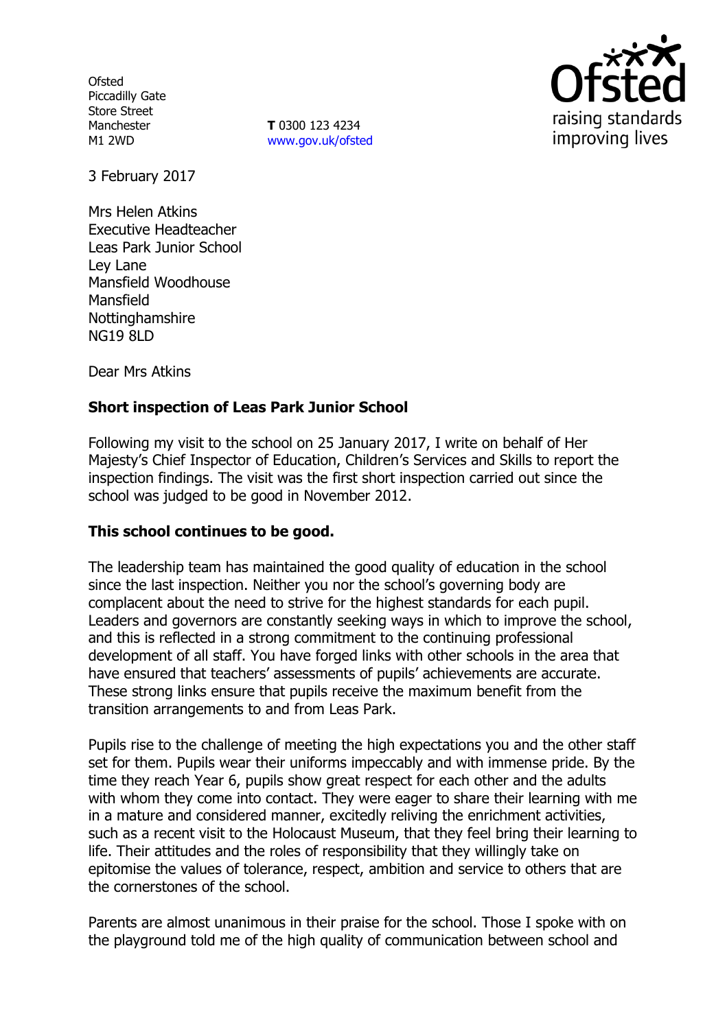Ofsted
Piccadilly Gate
Store Street
Manchester
M1 2WD

**T** 0300 123 4234
www.gov.uk/ofsted

3 February 2017

Mrs Helen Atkins
Executive Headteacher
Leas Park Junior School
Ley Lane
Mansfield Woodhouse
Mansfield
Nottinghamshire
NG19 8LD

Dear Mrs Atkins

**Short inspection of Leas Park Junior School**

Following my visit to the school on 25 January 2017, I write on behalf of Her Majesty's Chief Inspector of Education, Children's Services and Skills to report the inspection findings. The visit was the first short inspection carried out since the school was judged to be good in November 2012.

**This school continues to be good.**

The leadership team has maintained the good quality of education in the school since the last inspection. Neither you nor the school's governing body are complacent about the need to strive for the highest standards for each pupil. Leaders and governors are constantly seeking ways in which to improve the school, and this is reflected in a strong commitment to the continuing professional development of all staff. You have forged links with other schools in the area that have ensured that teachers' assessments of pupils' achievements are accurate. These strong links ensure that pupils receive the maximum benefit from the transition arrangements to and from Leas Park.

Pupils rise to the challenge of meeting the high expectations you and the other staff set for them. Pupils wear their uniforms impeccably and with immense pride. By the time they reach Year 6, pupils show great respect for each other and the adults with whom they come into contact. They were eager to share their learning with me in a mature and considered manner, excitedly reliving the enrichment activities, such as a recent visit to the Holocaust Museum, that they feel bring their learning to life. Their attitudes and the roles of responsibility that they willingly take on epitomise the values of tolerance, respect, ambition and service to others that are the cornerstones of the school.

Parents are almost unanimous in their praise for the school. Those I spoke with on the playground told me of the high quality of communication between school and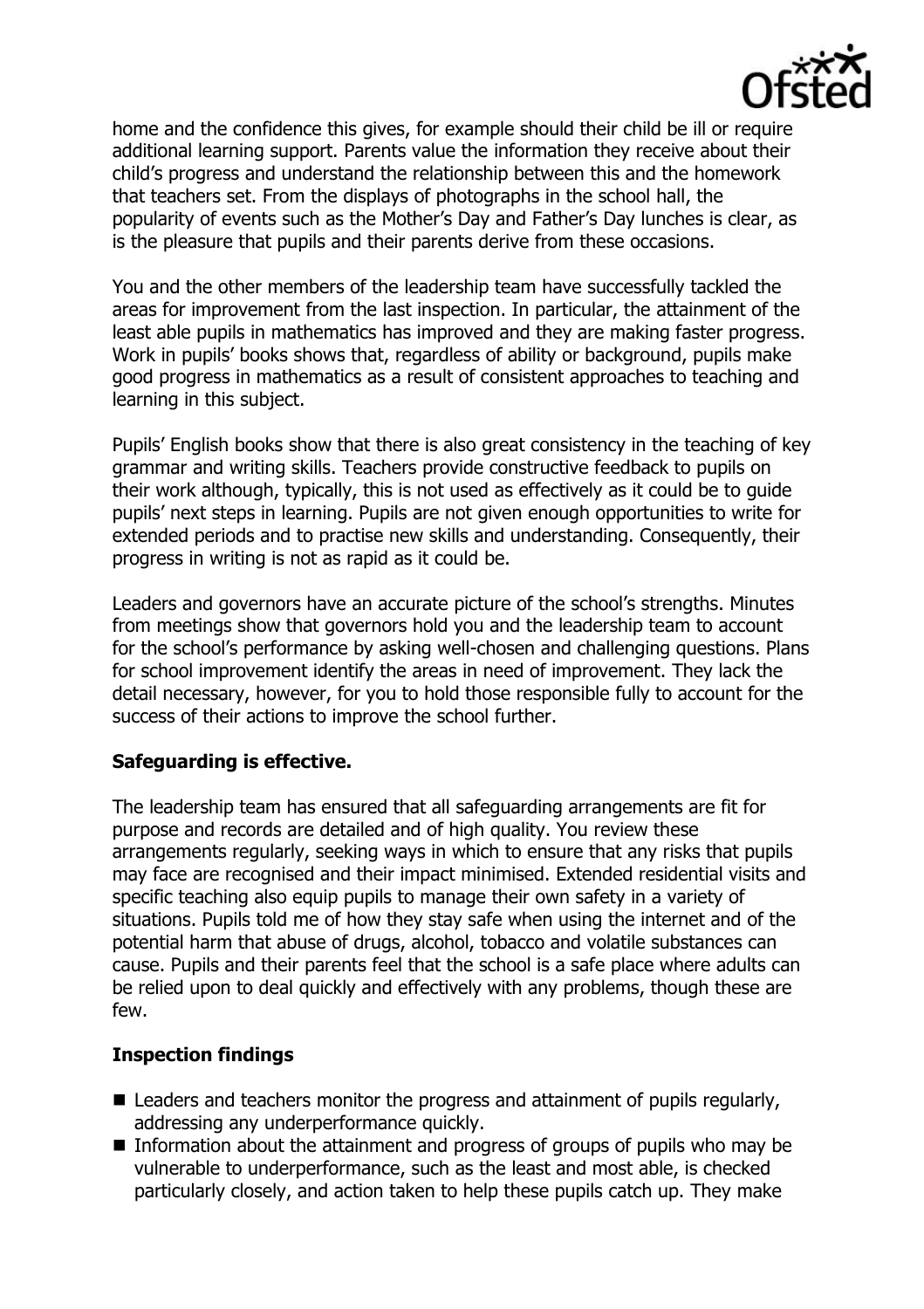home and the confidence this gives, for example should their child be ill or require additional learning support. Parents value the information they receive about their child's progress and understand the relationship between this and the homework that teachers set. From the displays of photographs in the school hall, the popularity of events such as the Mother's Day and Father's Day lunches is clear, as is the pleasure that pupils and their parents derive from these occasions.

You and the other members of the leadership team have successfully tackled the areas for improvement from the last inspection. In particular, the attainment of the least able pupils in mathematics has improved and they are making faster progress. Work in pupils' books shows that, regardless of ability or background, pupils make good progress in mathematics as a result of consistent approaches to teaching and learning in this subject.

Pupils' English books show that there is also great consistency in the teaching of key grammar and writing skills. Teachers provide constructive feedback to pupils on their work although, typically, this is not used as effectively as it could be to guide pupils' next steps in learning. Pupils are not given enough opportunities to write for extended periods and to practise new skills and understanding. Consequently, their progress in writing is not as rapid as it could be.

Leaders and governors have an accurate picture of the school's strengths. Minutes from meetings show that governors hold you and the leadership team to account for the school's performance by asking well-chosen and challenging questions. Plans for school improvement identify the areas in need of improvement. They lack the detail necessary, however, for you to hold those responsible fully to account for the success of their actions to improve the school further.

**Safeguarding is effective.**

The leadership team has ensured that all safeguarding arrangements are fit for purpose and records are detailed and of high quality. You review these arrangements regularly, seeking ways in which to ensure that any risks that pupils may face are recognised and their impact minimised. Extended residential visits and specific teaching also equip pupils to manage their own safety in a variety of situations. Pupils told me of how they stay safe when using the internet and of the potential harm that abuse of drugs, alcohol, tobacco and volatile substances can cause. Pupils and their parents feel that the school is a safe place where adults can be relied upon to deal quickly and effectively with any problems, though these are few.

**Inspection findings**

- Leaders and teachers monitor the progress and attainment of pupils regularly, addressing any underperformance quickly.
- Information about the attainment and progress of groups of pupils who may be vulnerable to underperformance, such as the least and most able, is checked particularly closely, and action taken to help these pupils catch up. They make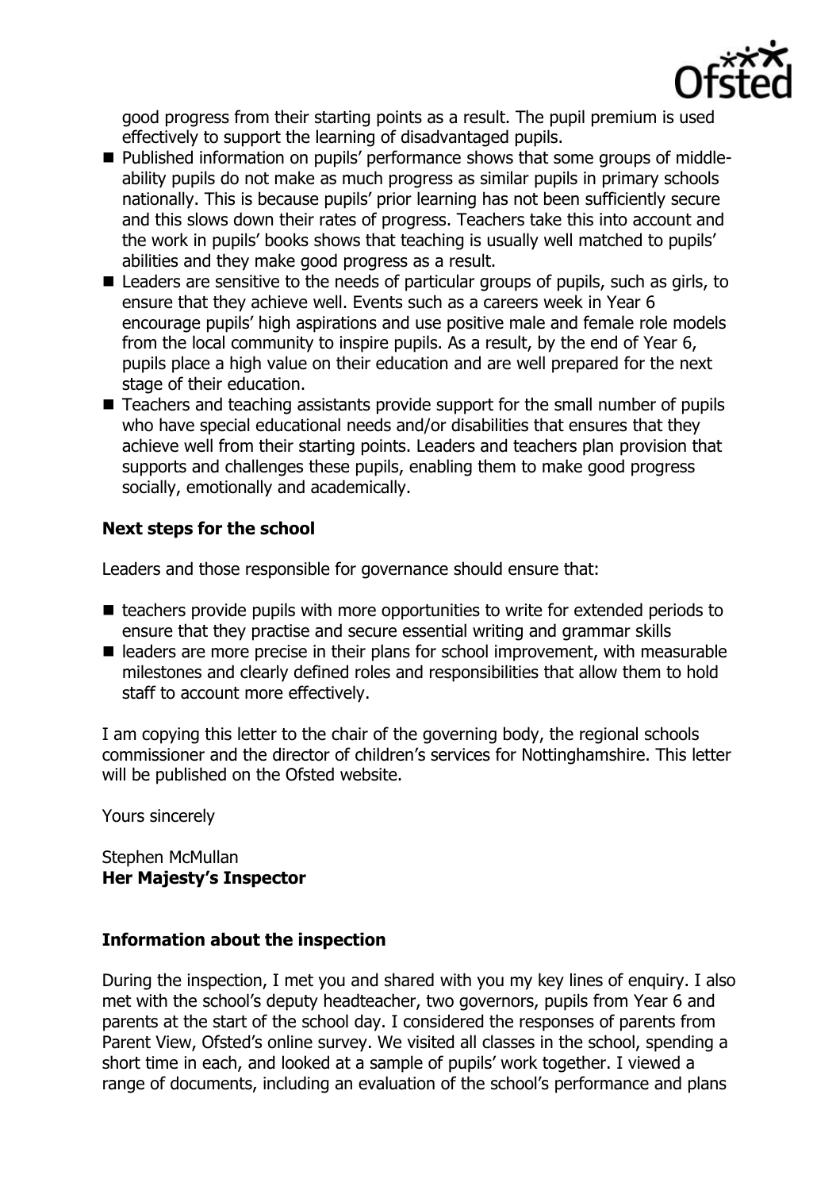good progress from their starting points as a result. The pupil premium is used effectively to support the learning of disadvantaged pupils.

- Published information on pupils' performance shows that some groups of middle-ability pupils do not make as much progress as similar pupils in primary schools nationally. This is because pupils' prior learning has not been sufficiently secure and this slows down their rates of progress. Teachers take this into account and the work in pupils' books shows that teaching is usually well matched to pupils' abilities and they make good progress as a result.
- Leaders are sensitive to the needs of particular groups of pupils, such as girls, to ensure that they achieve well. Events such as a careers week in Year 6 encourage pupils' high aspirations and use positive male and female role models from the local community to inspire pupils. As a result, by the end of Year 6, pupils place a high value on their education and are well prepared for the next stage of their education.
- Teachers and teaching assistants provide support for the small number of pupils who have special educational needs and/or disabilities that ensures that they achieve well from their starting points. Leaders and teachers plan provision that supports and challenges these pupils, enabling them to make good progress socially, emotionally and academically.

**Next steps for the school**

Leaders and those responsible for governance should ensure that:

- teachers provide pupils with more opportunities to write for extended periods to ensure that they practise and secure essential writing and grammar skills
- leaders are more precise in their plans for school improvement, with measurable milestones and clearly defined roles and responsibilities that allow them to hold staff to account more effectively.

I am copying this letter to the chair of the governing body, the regional schools commissioner and the director of children's services for Nottinghamshire. This letter will be published on the Ofsted website.

Yours sincerely

Stephen McMullan
**Her Majesty's Inspector**

**Information about the inspection**

During the inspection, I met you and shared with you my key lines of enquiry. I also met with the school's deputy headteacher, two governors, pupils from Year 6 and parents at the start of the school day. I considered the responses of parents from Parent View, Ofsted's online survey. We visited all classes in the school, spending a short time in each, and looked at a sample of pupils' work together. I viewed a range of documents, including an evaluation of the school's performance and plans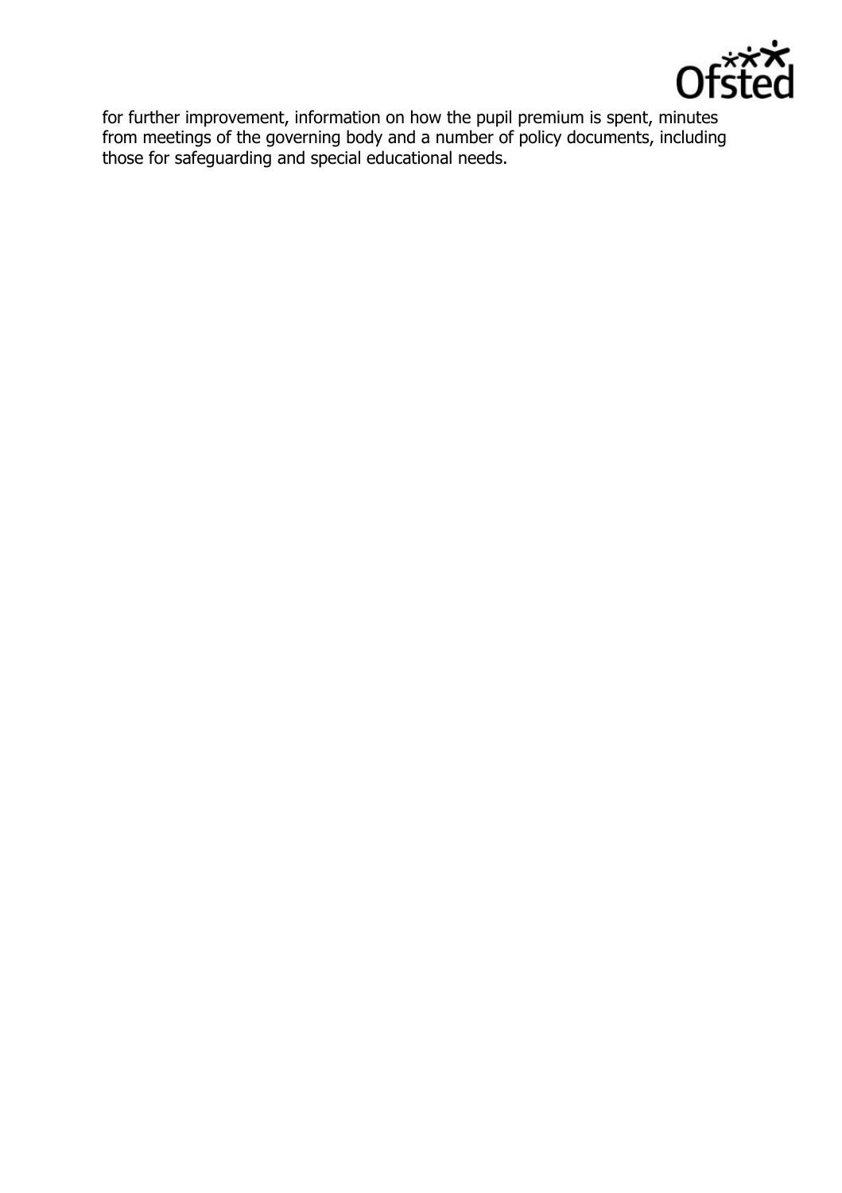for further improvement, information on how the pupil premium is spent, minutes from meetings of the governing body and a number of policy documents, including those for safeguarding and special educational needs.